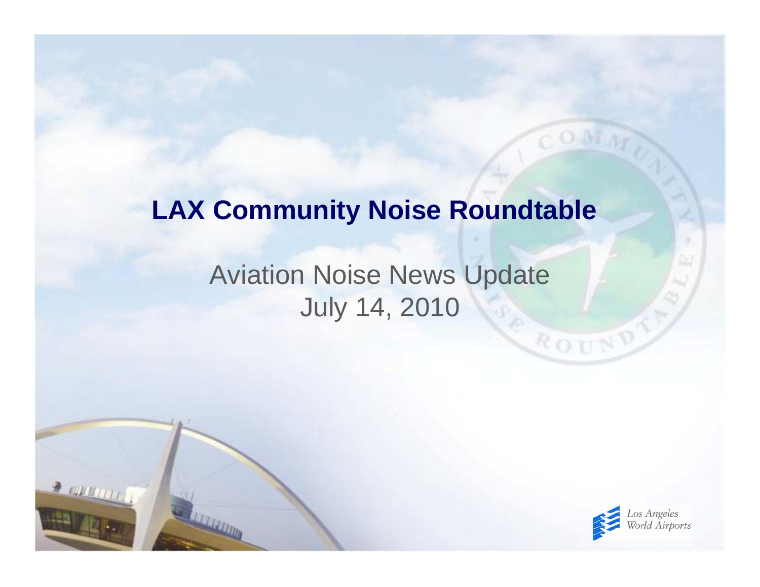# LAX Community Noise Roundtable

Aviation Noise News Update

July 14, 2010

Los Angeles World Airports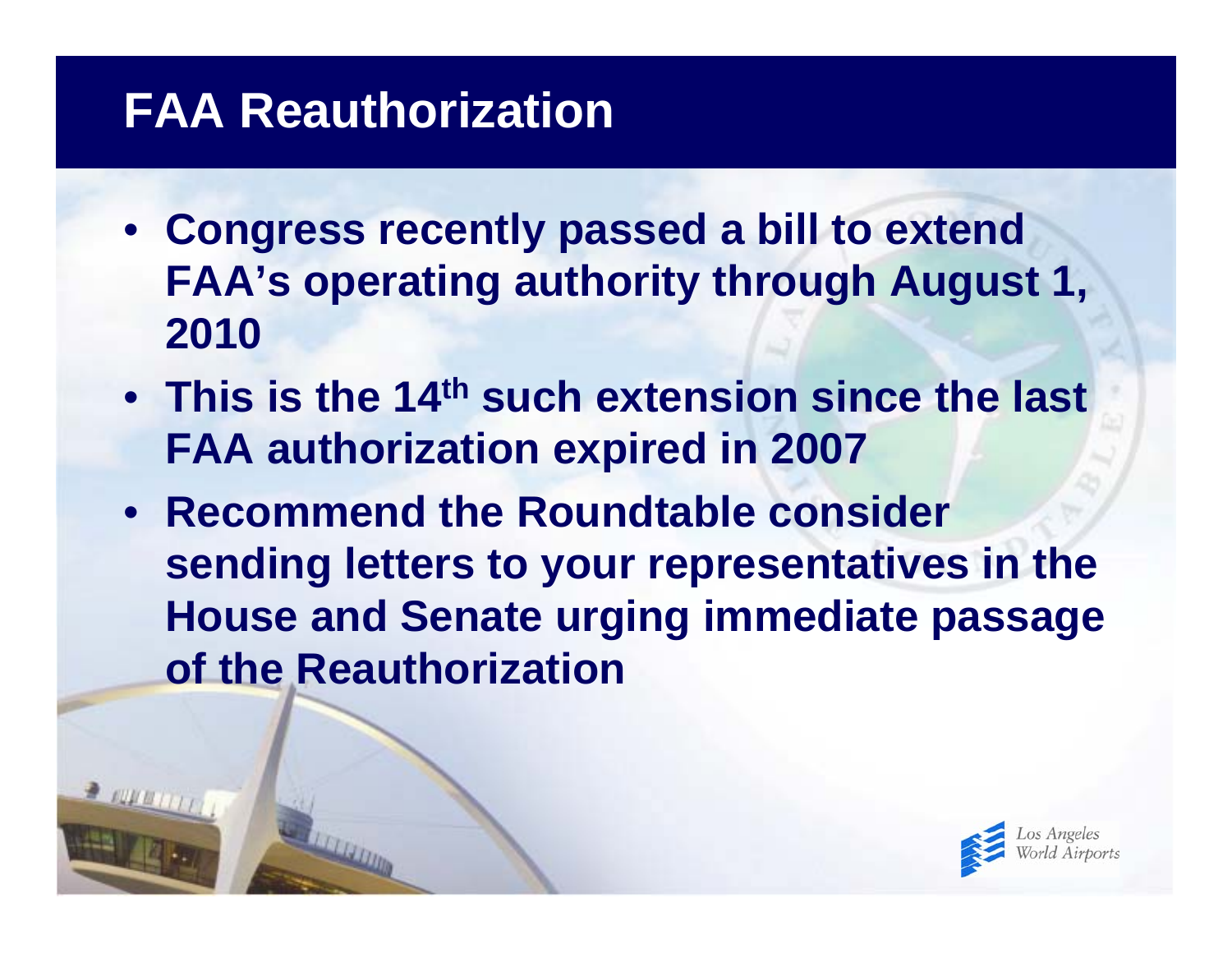# FAA Reauthorization

- Congress recently passed a bill to extend FAA's operating authority through August 1, 2010
- This is the 14th such extension since the last FAA authorization expired in 2007
- Recommend the Roundtable consider sending letters to your representatives in the House and Senate urging immediate passage of the Reauthorization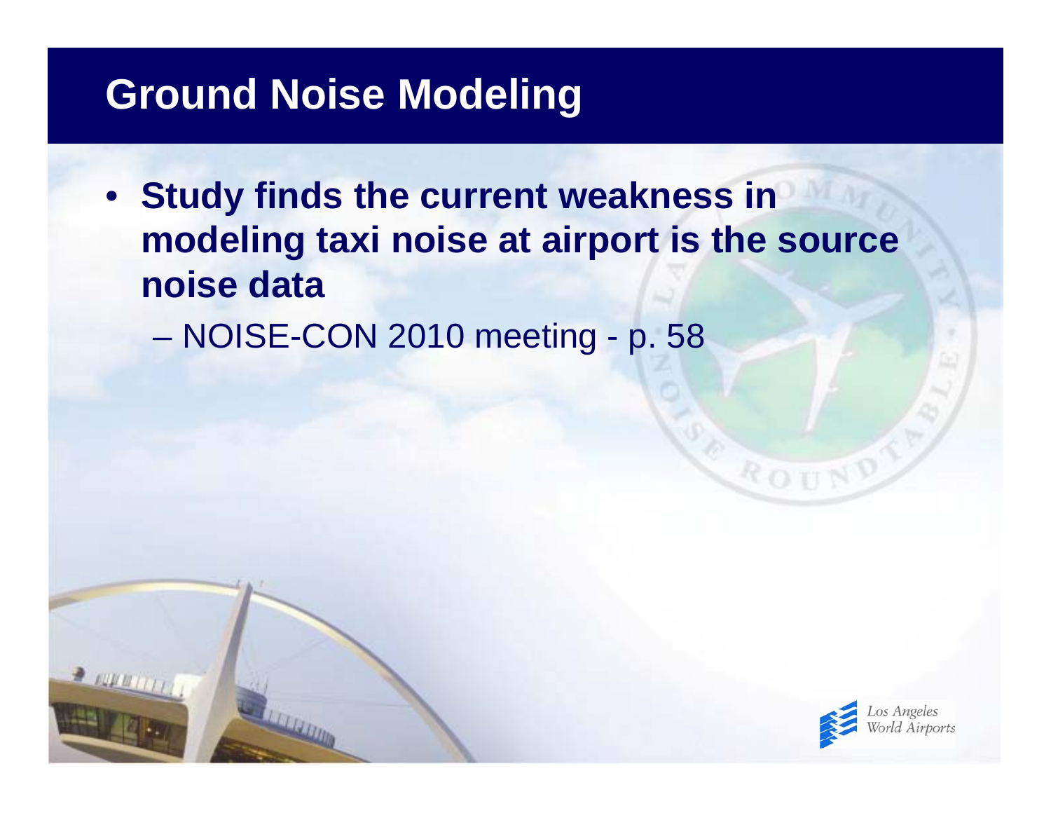# Ground Noise Modeling

- **Study finds the current weakness in modeling taxi noise at airport is the source noise data**
  - NOISE-CON 2010 meeting - p. 58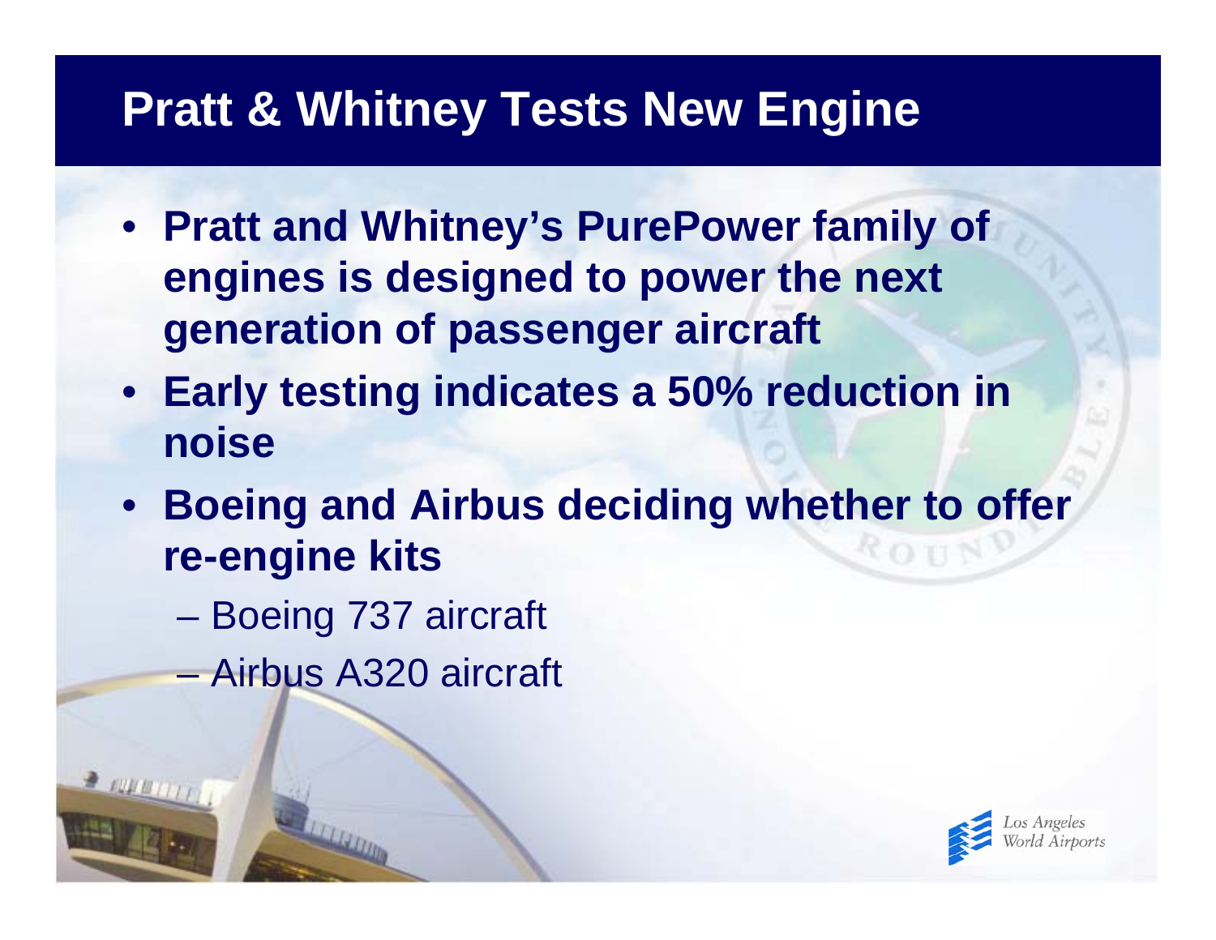# Pratt & Whitney Tests New Engine

- **Pratt and Whitney's PurePower family of engines is designed to power the next generation of passenger aircraft**
- **Early testing indicates a 50% reduction in noise**
- **Boeing and Airbus deciding whether to offer re-engine kits**
  - Boeing 737 aircraft
  - Airbus A320 aircraft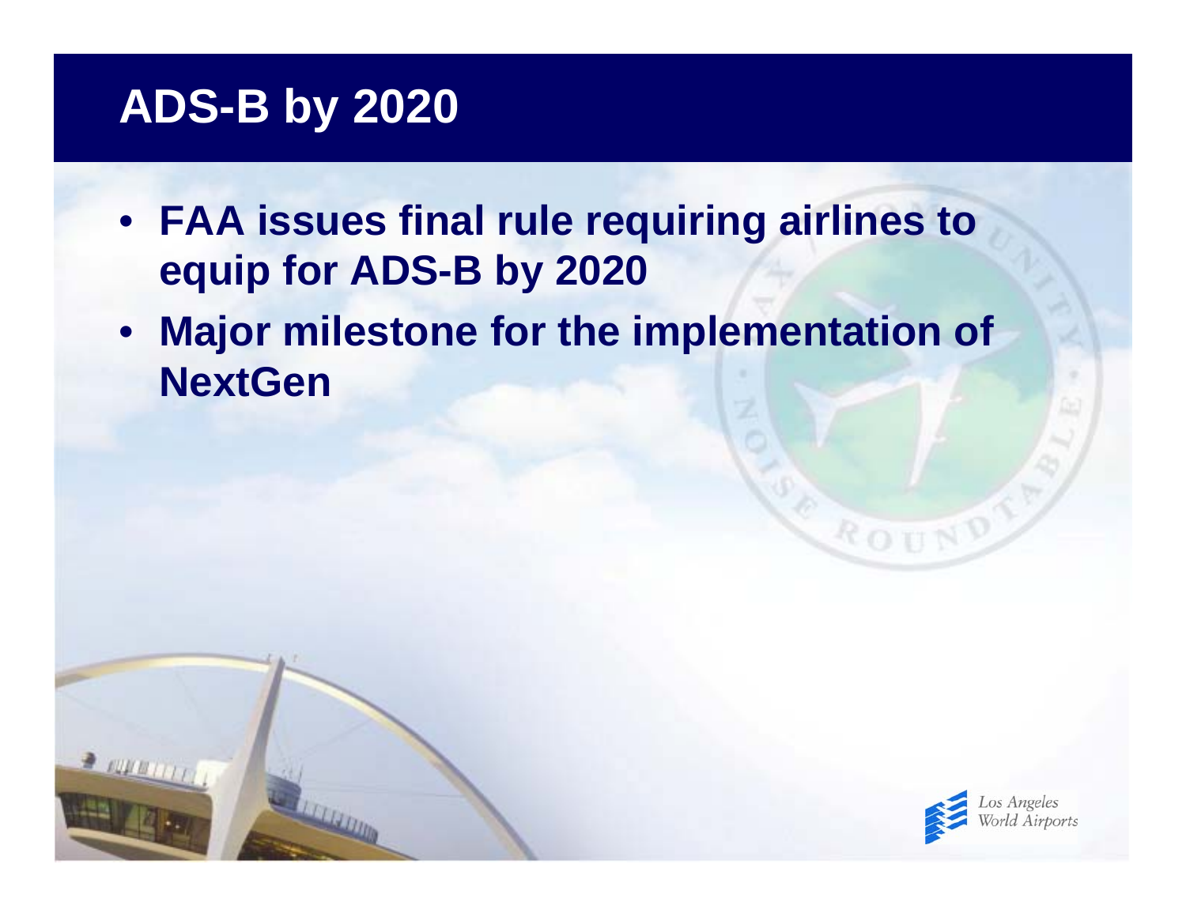# ADS-B by 2020

- **FAA issues final rule requiring airlines to equip for ADS-B by 2020**
- **Major milestone for the implementation of NextGen**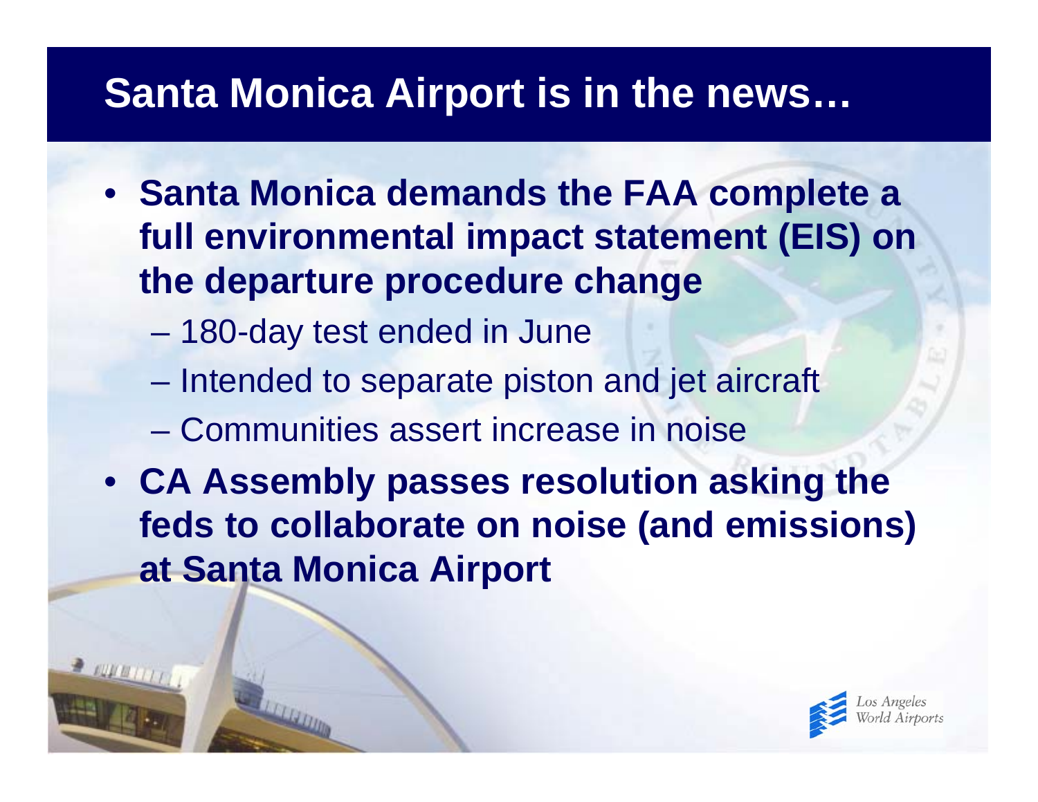# Santa Monica Airport is in the news…

- **Santa Monica demands the FAA complete a full environmental impact statement (EIS) on the departure procedure change**
  - 180-day test ended in June
  - Intended to separate piston and jet aircraft
  - Communities assert increase in noise
- **CA Assembly passes resolution asking the feds to collaborate on noise (and emissions) at Santa Monica Airport**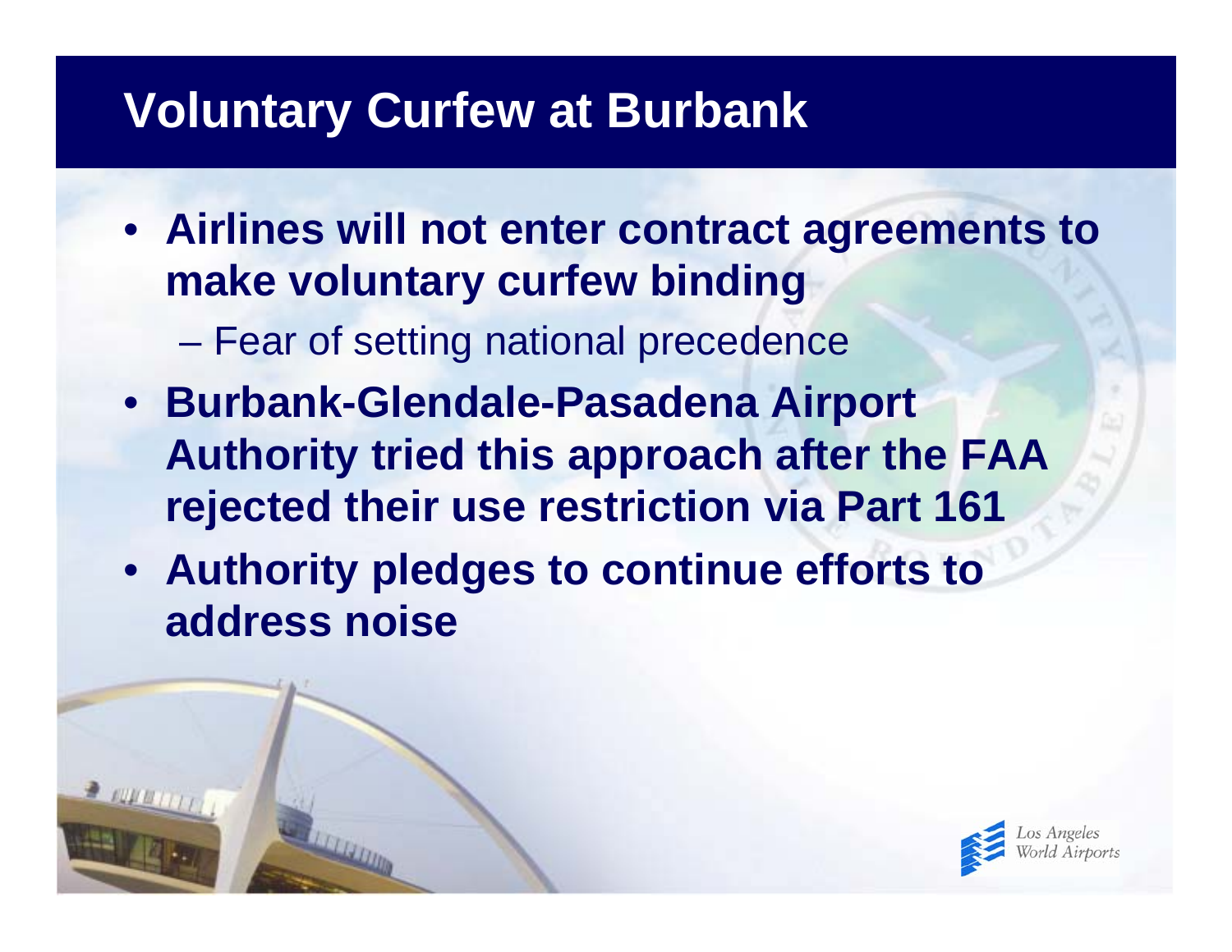# Voluntary Curfew at Burbank

- **Airlines will not enter contract agreements to make voluntary curfew binding**
  - Fear of setting national precedence
- **Burbank-Glendale-Pasadena Airport Authority tried this approach after the FAA rejected their use restriction via Part 161**
- **Authority pledges to continue efforts to address noise**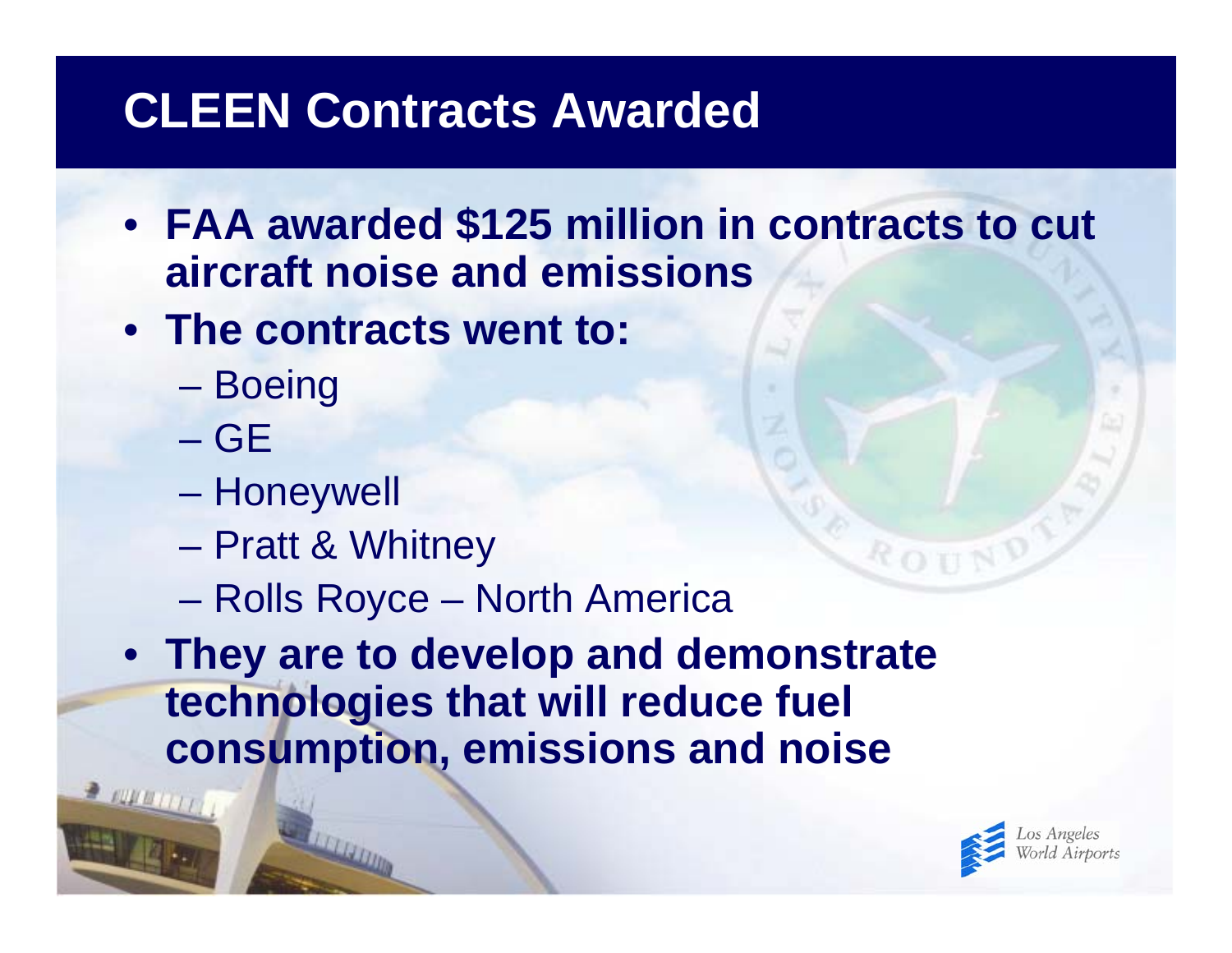# CLEEN Contracts Awarded

- **FAA awarded $125 million in contracts to cut aircraft noise and emissions**
- **The contracts went to:**
  - Boeing
  - GE
  - Honeywell
  - Pratt & Whitney
  - Rolls Royce – North America
- **They are to develop and demonstrate technologies that will reduce fuel consumption, emissions and noise**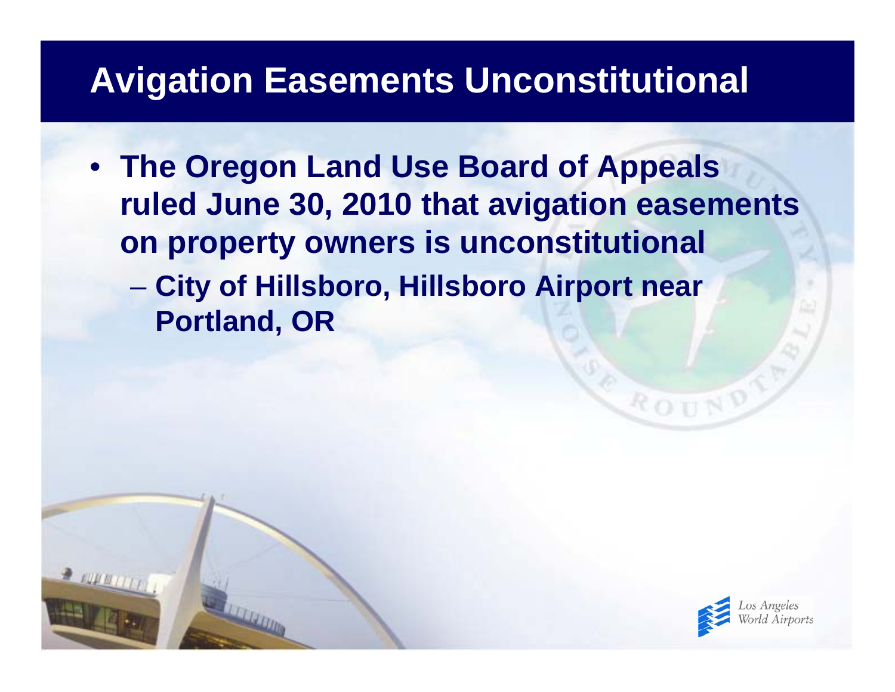# Avigation Easements Unconstitutional

- **The Oregon Land Use Board of Appeals ruled June 30, 2010 that avigation easements on property owners is unconstitutional**
  - **City of Hillsboro, Hillsboro Airport near Portland, OR**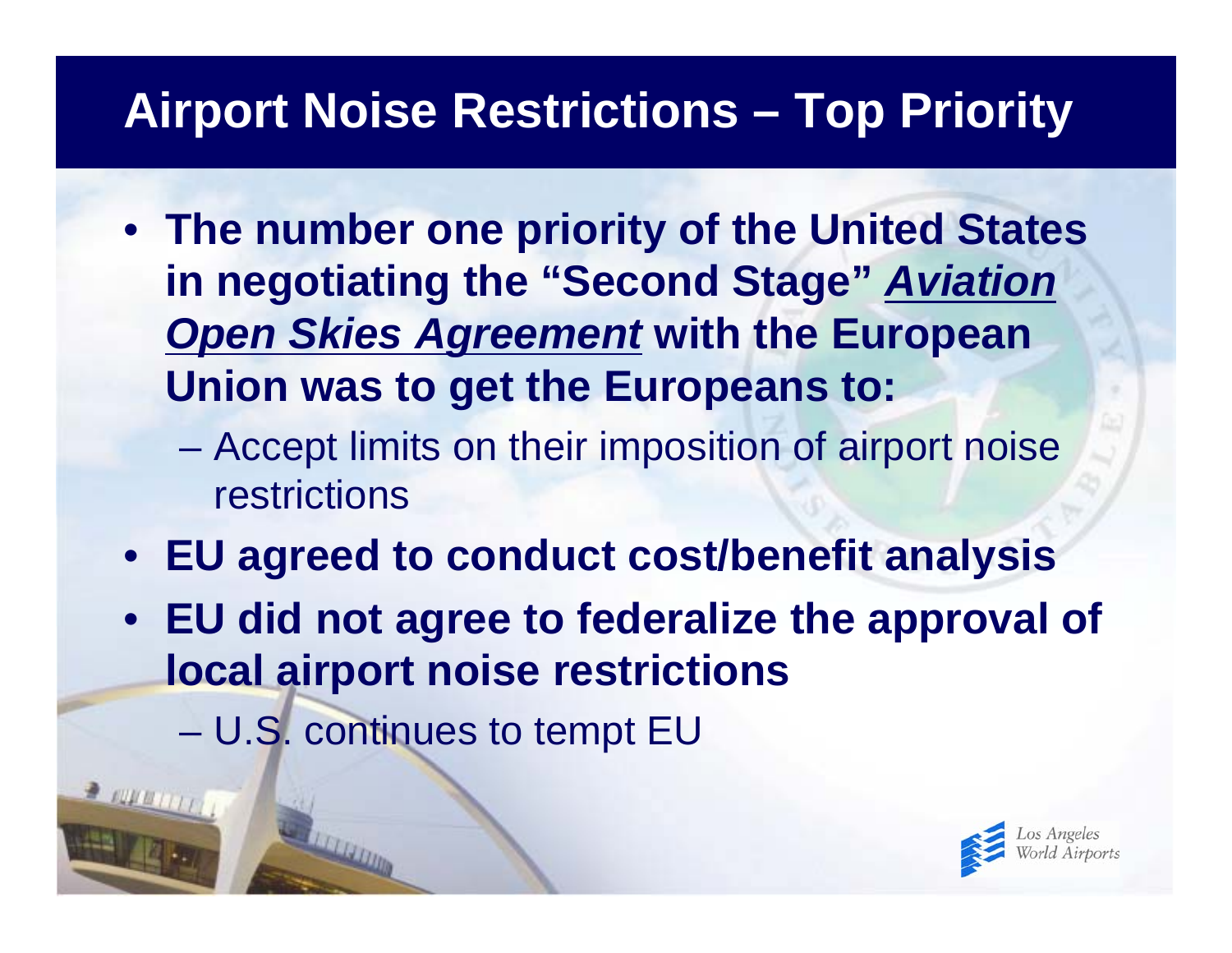# Airport Noise Restrictions – Top Priority

- **The number one priority of the United States in negotiating the "Second Stage" *Aviation Open Skies Agreement* with the European Union was to get the Europeans to:**
  - Accept limits on their imposition of airport noise restrictions
- **EU agreed to conduct cost/benefit analysis**
- **EU did not agree to federalize the approval of local airport noise restrictions**
  - U.S. continues to tempt EU

Los Angeles World Airports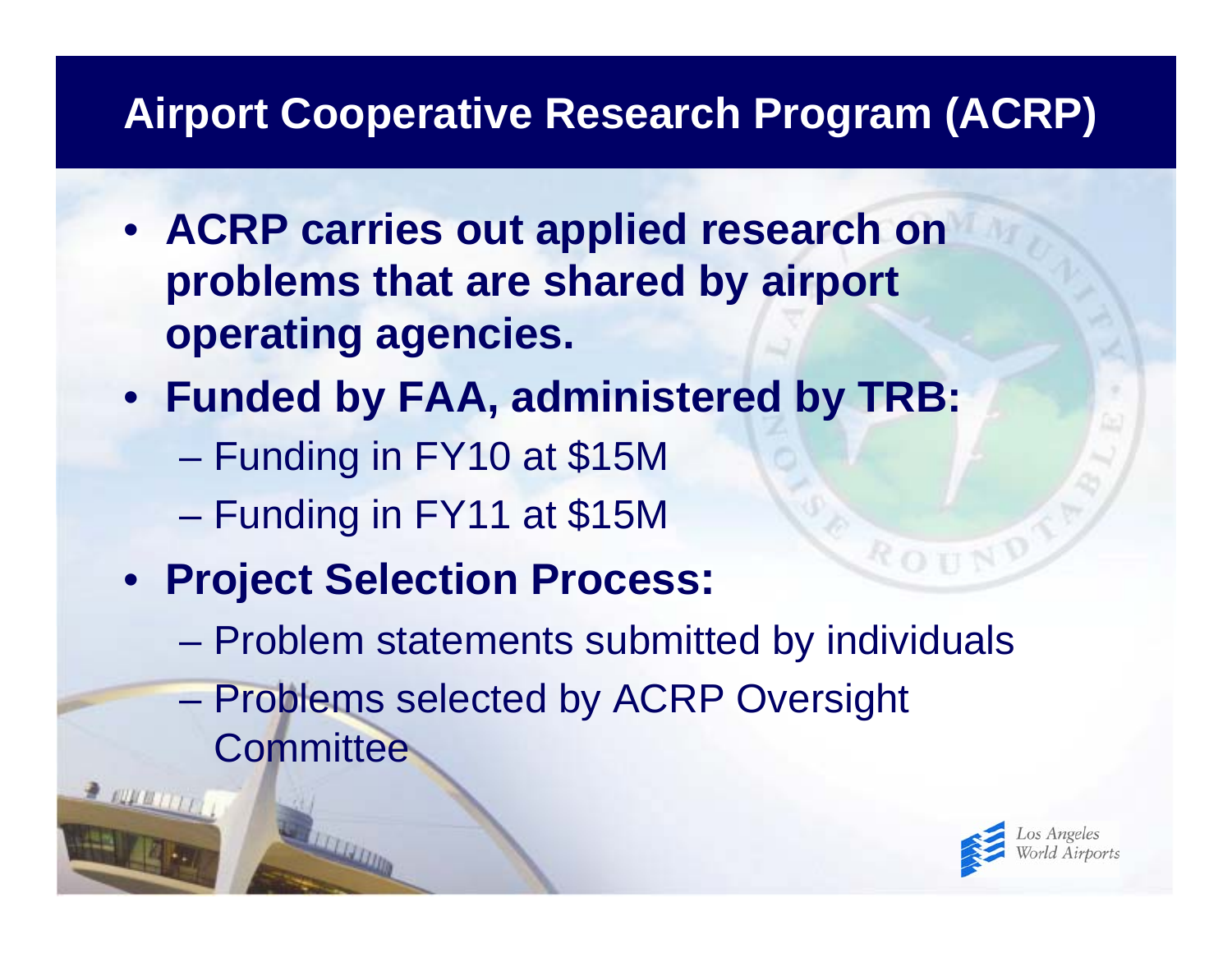# Airport Cooperative Research Program (ACRP)

- **ACRP carries out applied research on problems that are shared by airport operating agencies.**
- **Funded by FAA, administered by TRB:**
  - Funding in FY10 at $15M
  - Funding in FY11 at $15M
- **Project Selection Process:**
  - Problem statements submitted by individuals
  - Problems selected by ACRP Oversight Committee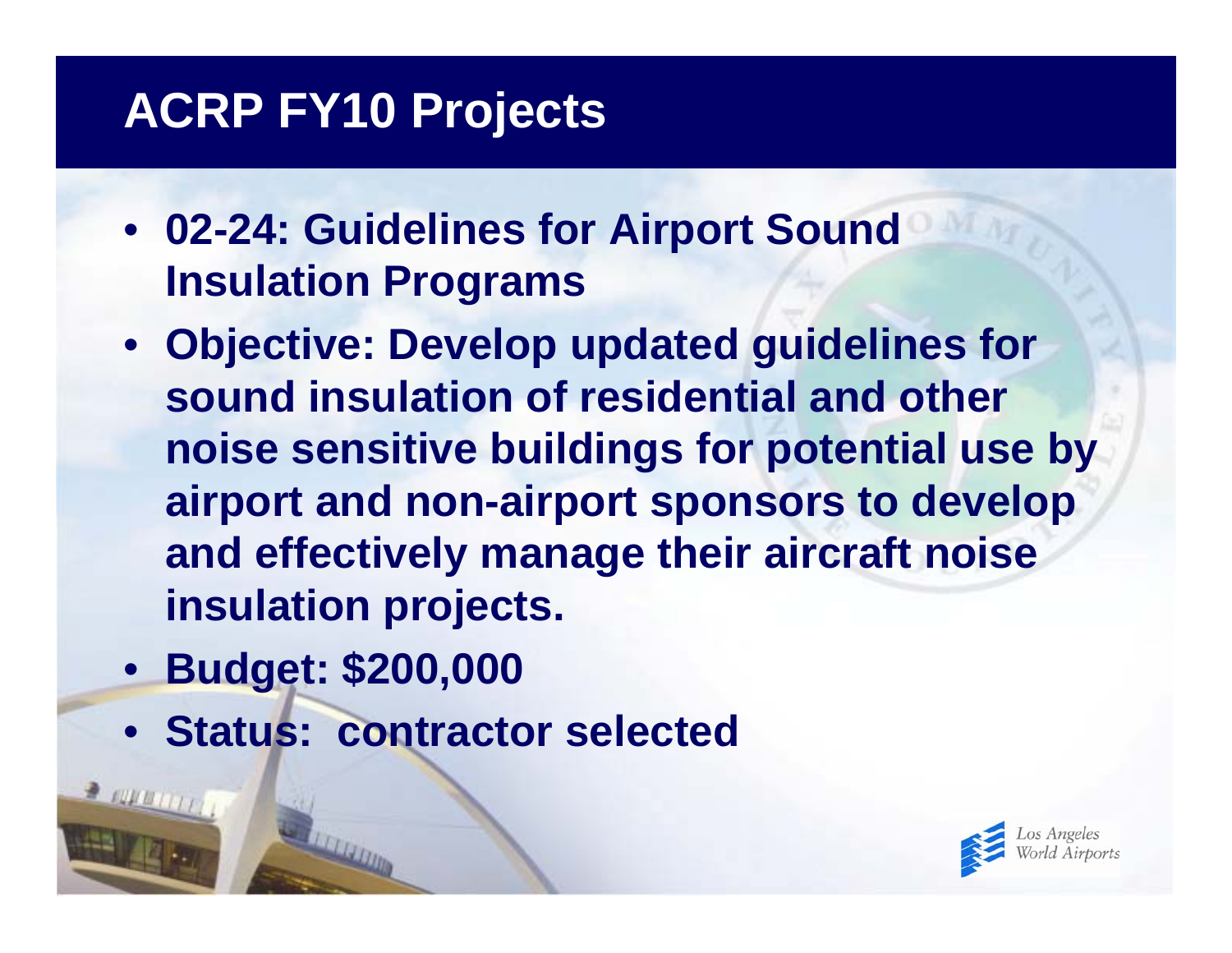# ACRP FY10 Projects

- **02-24: Guidelines for Airport Sound Insulation Programs**
- **Objective: Develop updated guidelines for sound insulation of residential and other noise sensitive buildings for potential use by airport and non-airport sponsors to develop and effectively manage their aircraft noise insulation projects.**
- **Budget: $200,000**
- **Status: contractor selected**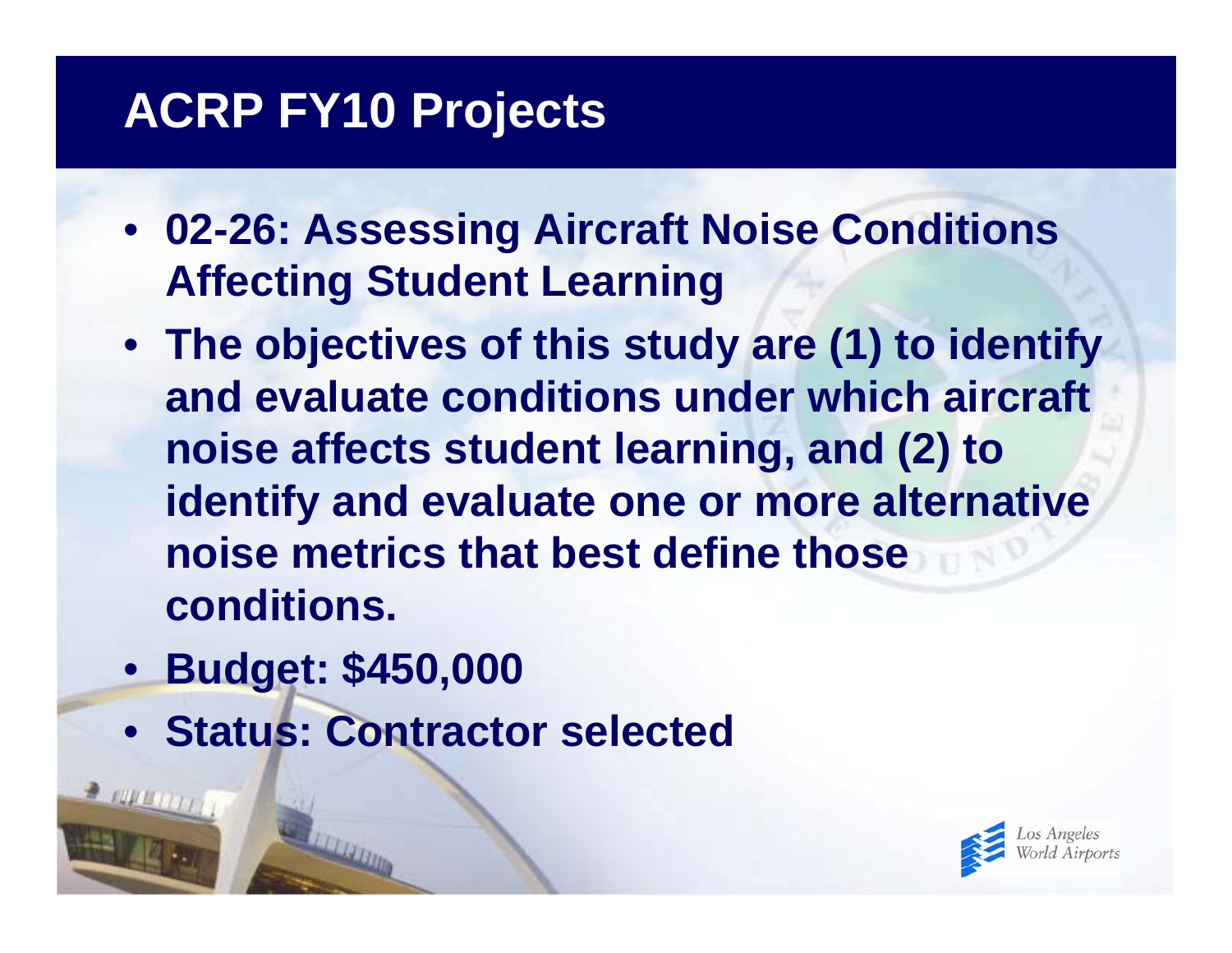# ACRP FY10 Projects

- **02-26: Assessing Aircraft Noise Conditions Affecting Student Learning**
- **The objectives of this study are (1) to identify and evaluate conditions under which aircraft noise affects student learning, and (2) to identify and evaluate one or more alternative noise metrics that best define those conditions.**
- **Budget: $450,000**
- **Status: Contractor selected**

Los Angeles World Airports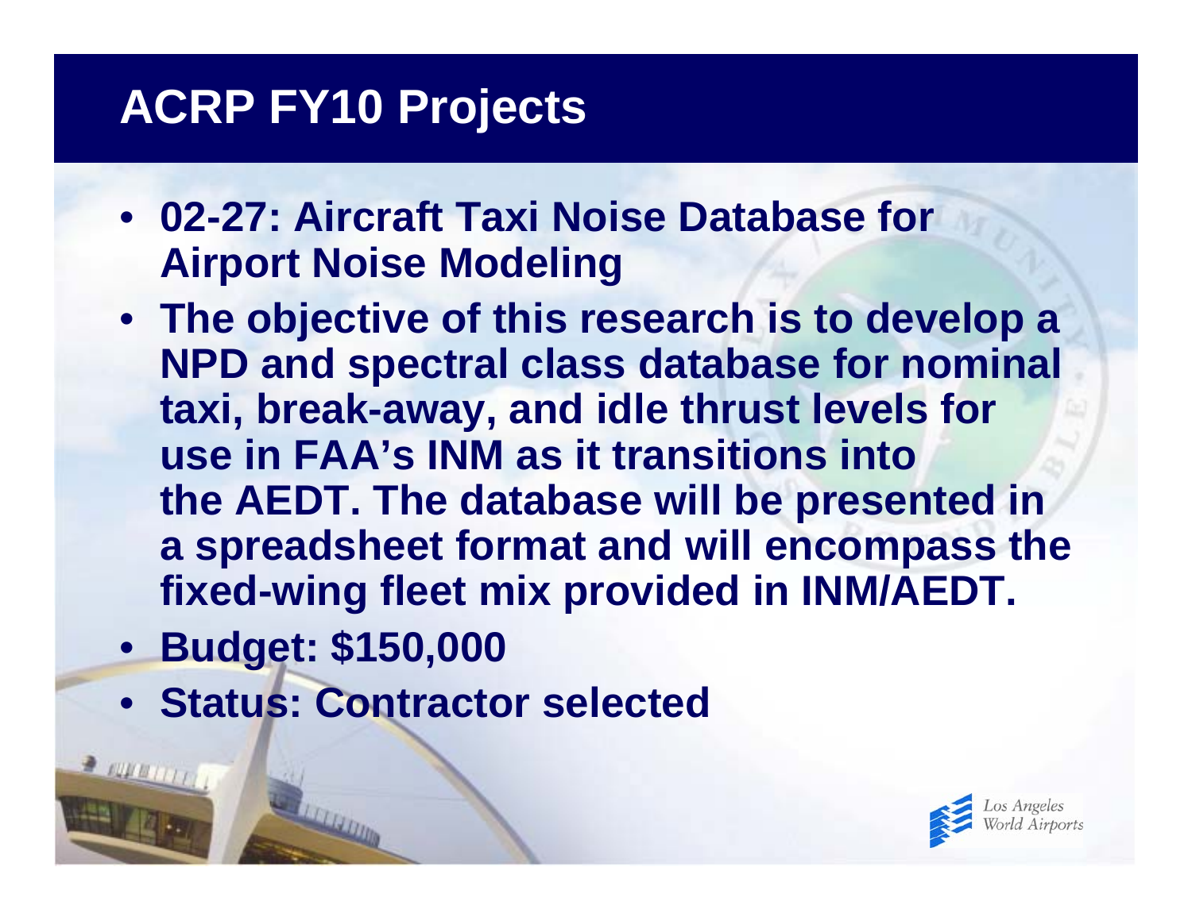# ACRP FY10 Projects

- **02-27: Aircraft Taxi Noise Database for Airport Noise Modeling**
- **The objective of this research is to develop a NPD and spectral class database for nominal taxi, break-away, and idle thrust levels for use in FAA's INM as it transitions into the AEDT. The database will be presented in a spreadsheet format and will encompass the fixed-wing fleet mix provided in INM/AEDT.**
- **Budget: $150,000**
- **Status: Contractor selected**

Los Angeles World Airports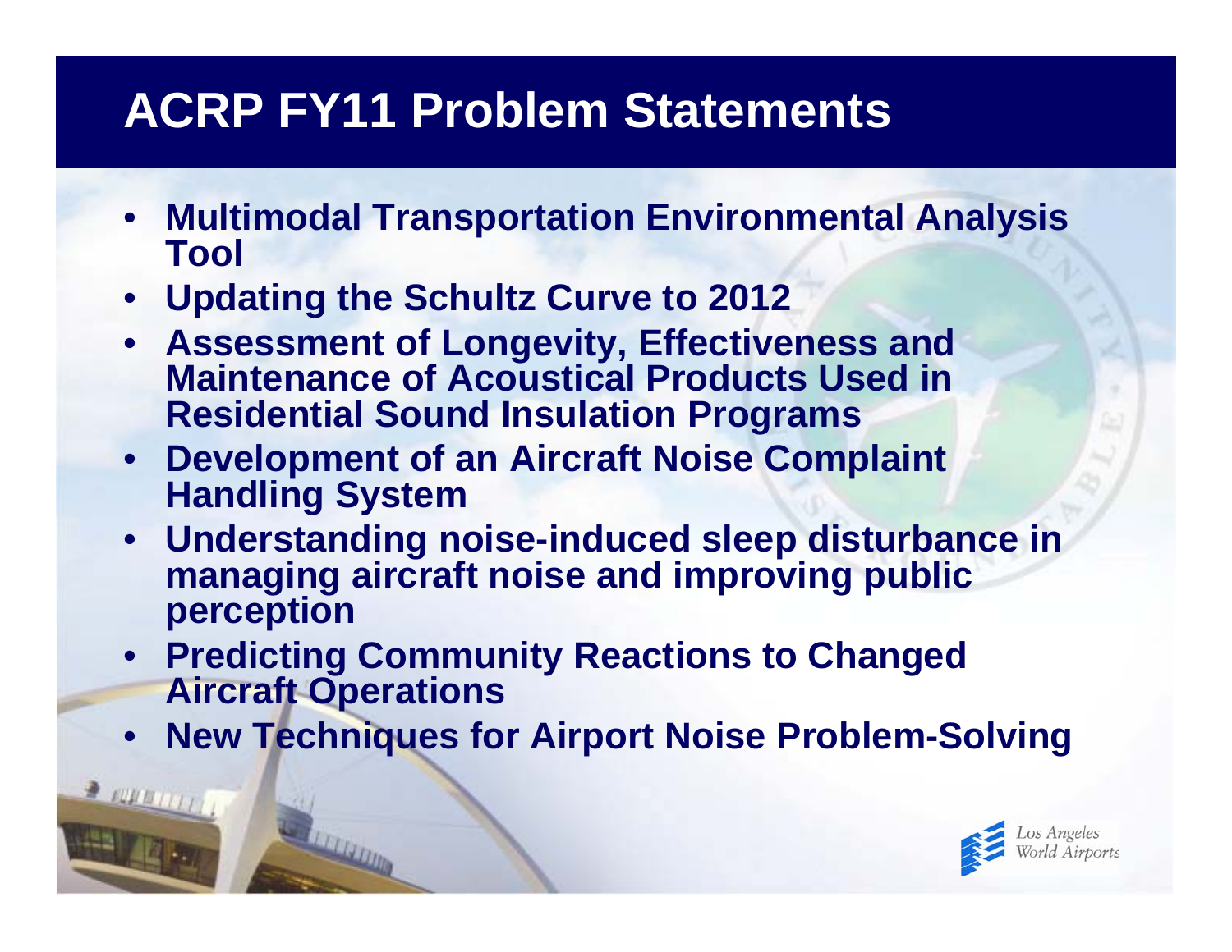# ACRP FY11 Problem Statements

- **Multimodal Transportation Environmental Analysis Tool**
- **Updating the Schultz Curve to 2012**
- **Assessment of Longevity, Effectiveness and Maintenance of Acoustical Products Used in Residential Sound Insulation Programs**
- **Development of an Aircraft Noise Complaint Handling System**
- **Understanding noise-induced sleep disturbance in managing aircraft noise and improving public perception**
- **Predicting Community Reactions to Changed Aircraft Operations**
- **New Techniques for Airport Noise Problem-Solving**

Los Angeles World Airports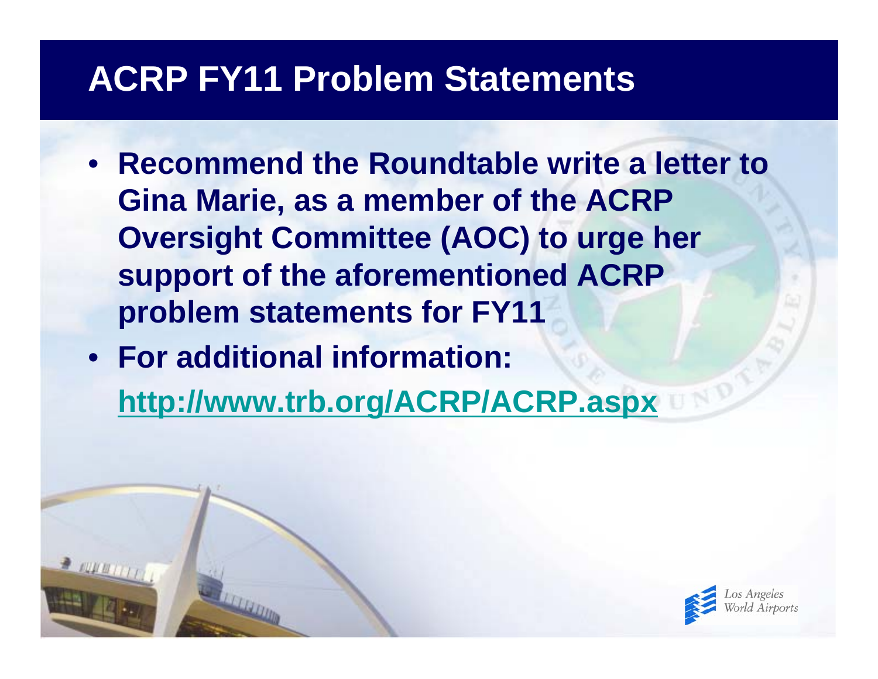# ACRP FY11 Problem Statements

- Recommend the Roundtable write a letter to Gina Marie, as a member of the ACRP Oversight Committee (AOC) to urge her support of the aforementioned ACRP problem statements for FY11
- For additional information: http://www.trb.org/ACRP/ACRP.aspx

Los Angeles World Airports